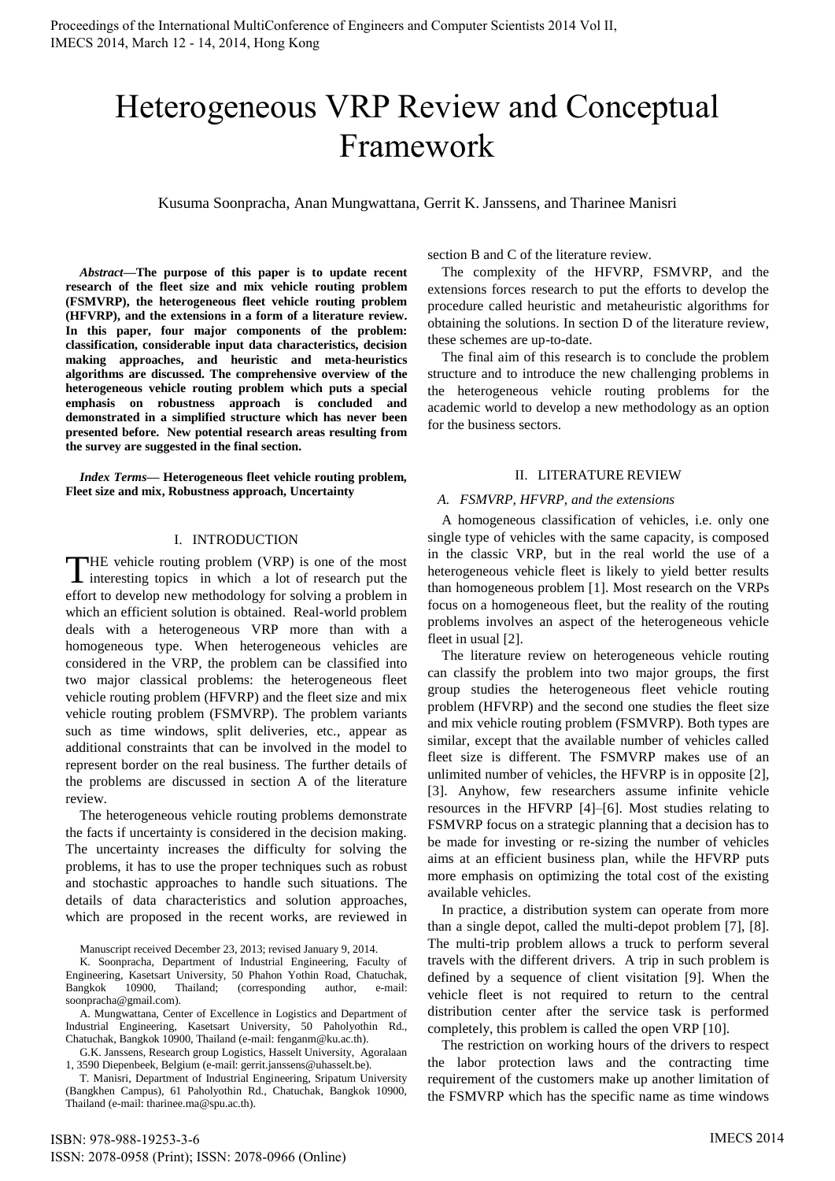# Heterogeneous VRP Review and Conceptual Framework

Kusuma Soonpracha, Anan Mungwattana, Gerrit K. Janssens, and Tharinee Manisri

***Abstract*—The purpose of this paper is to update recent research of the fleet size and mix vehicle routing problem (FSMVRP), the heterogeneous fleet vehicle routing problem (HFVRP), and the extensions in a form of a literature review. In this paper, four major components of the problem: classification, considerable input data characteristics, decision making approaches, and heuristic and meta-heuristics algorithms are discussed. The comprehensive overview of the heterogeneous vehicle routing problem which puts a special emphasis on robustness approach is concluded and demonstrated in a simplified structure which has never been presented before. New potential research areas resulting from the survey are suggested in the final section.**

***Index Terms*— Heterogeneous fleet vehicle routing problem, Fleet size and mix, Robustness approach, Uncertainty**

## I. INTRODUCTION

THE vehicle routing problem (VRP) is one of the most interesting topics in which a lot of research put the effort to develop new methodology for solving a problem in which an efficient solution is obtained. Real-world problem deals with a heterogeneous VRP more than with a homogeneous type. When heterogeneous vehicles are considered in the VRP, the problem can be classified into two major classical problems: the heterogeneous fleet vehicle routing problem (HFVRP) and the fleet size and mix vehicle routing problem (FSMVRP). The problem variants such as time windows, split deliveries, etc., appear as additional constraints that can be involved in the model to represent border on the real business. The further details of the problems are discussed in section A of the literature review.

The heterogeneous vehicle routing problems demonstrate the facts if uncertainty is considered in the decision making. The uncertainty increases the difficulty for solving the problems, it has to use the proper techniques such as robust and stochastic approaches to handle such situations. The details of data characteristics and solution approaches, which are proposed in the recent works, are reviewed in section B and C of the literature review.

The complexity of the HFVRP, FSMVRP, and the extensions forces research to put the efforts to develop the procedure called heuristic and metaheuristic algorithms for obtaining the solutions. In section D of the literature review, these schemes are up-to-date.

The final aim of this research is to conclude the problem structure and to introduce the new challenging problems in the heterogeneous vehicle routing problems for the academic world to develop a new methodology as an option for the business sectors.

## II. LITERATURE REVIEW

### *A. FSMVRP, HFVRP, and the extensions*

A homogeneous classification of vehicles, i.e. only one single type of vehicles with the same capacity, is composed in the classic VRP, but in the real world the use of a heterogeneous vehicle fleet is likely to yield better results than homogeneous problem [1]. Most research on the VRPs focus on a homogeneous fleet, but the reality of the routing problems involves an aspect of the heterogeneous vehicle fleet in usual [2].

The literature review on heterogeneous vehicle routing can classify the problem into two major groups, the first group studies the heterogeneous fleet vehicle routing problem (HFVRP) and the second one studies the fleet size and mix vehicle routing problem (FSMVRP). Both types are similar, except that the available number of vehicles called fleet size is different. The FSMVRP makes use of an unlimited number of vehicles, the HFVRP is in opposite [2], [3]. Anyhow, few researchers assume infinite vehicle resources in the HFVRP [4]–[6]. Most studies relating to FSMVRP focus on a strategic planning that a decision has to be made for investing or re-sizing the number of vehicles aims at an efficient business plan, while the HFVRP puts more emphasis on optimizing the total cost of the existing available vehicles.

In practice, a distribution system can operate from more than a single depot, called the multi-depot problem [7], [8]. The multi-trip problem allows a truck to perform several travels with the different drivers. A trip in such problem is defined by a sequence of client visitation [9]. When the vehicle fleet is not required to return to the central distribution center after the service task is performed completely, this problem is called the open VRP [10].

The restriction on working hours of the drivers to respect the labor protection laws and the contracting time requirement of the customers make up another limitation of the FSMVRP which has the specific name as time windows

Manuscript received December 23, 2013; revised January 9, 2014.

K. Soonpracha, Department of Industrial Engineering, Faculty of Engineering, Kasetsart University, 50 Phahon Yothin Road, Chatuchak, Bangkok 10900, Thailand; (corresponding author, e-mail: soonpracha@gmail.com).

A. Mungwattana, Center of Excellence in Logistics and Department of Industrial Engineering, Kasetsart University, 50 Paholyothin Rd., Chatuchak, Bangkok 10900, Thailand (e-mail: fenganm@ku.ac.th).

G.K. Janssens, Research group Logistics, Hasselt University, Agoralaan 1, 3590 Diepenbeek, Belgium (e-mail: gerrit.janssens@uhasselt.be).

T. Manisri, Department of Industrial Engineering, Sripatum University (Bangkhen Campus), 61 Paholyothin Rd., Chatuchak, Bangkok 10900, Thailand (e-mail: tharinee.ma@spu.ac.th).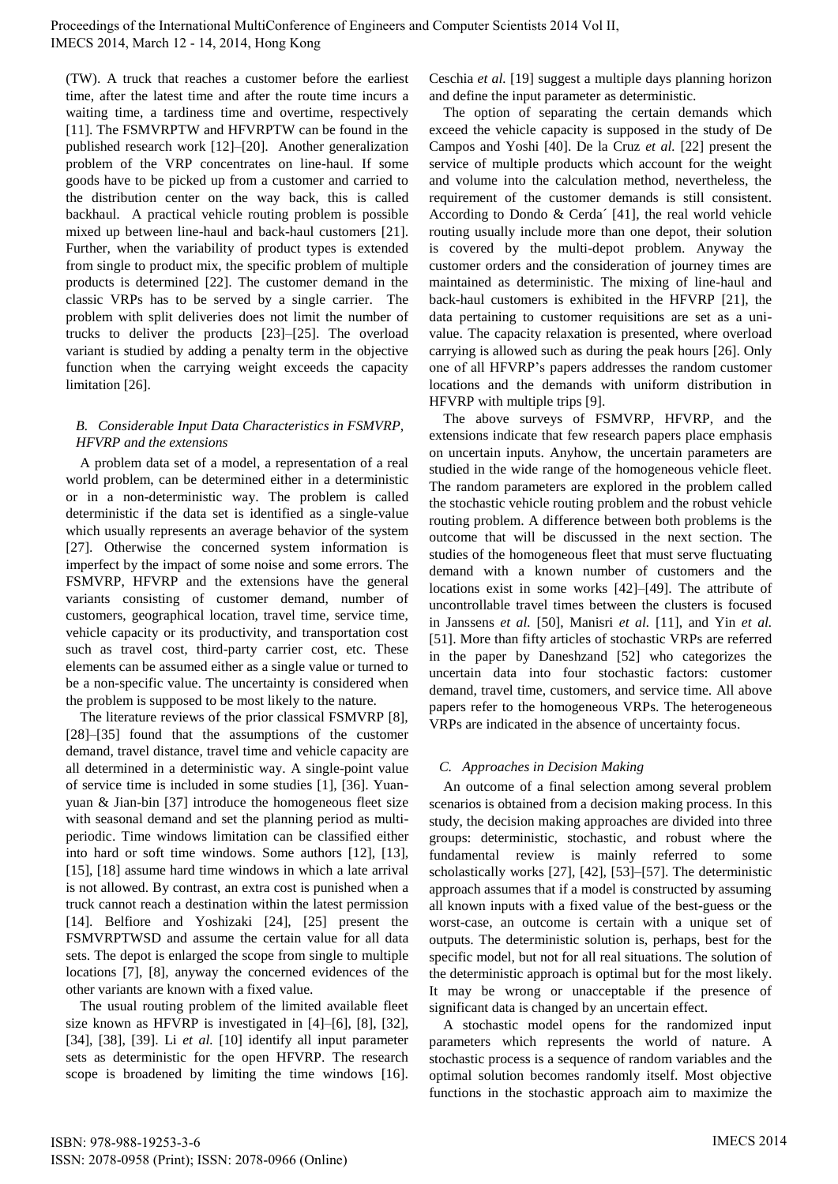(TW). A truck that reaches a customer before the earliest time, after the latest time and after the route time incurs a waiting time, a tardiness time and overtime, respectively [11]. The FSMVRPTW and HFVRPTW can be found in the published research work [12]–[20]. Another generalization problem of the VRP concentrates on line-haul. If some goods have to be picked up from a customer and carried to the distribution center on the way back, this is called backhaul. A practical vehicle routing problem is possible mixed up between line-haul and back-haul customers [21]. Further, when the variability of product types is extended from single to product mix, the specific problem of multiple products is determined [22]. The customer demand in the classic VRPs has to be served by a single carrier. The problem with split deliveries does not limit the number of trucks to deliver the products [23]–[25]. The overload variant is studied by adding a penalty term in the objective function when the carrying weight exceeds the capacity limitation [26].

### *B. Considerable Input Data Characteristics in FSMVRP, HFVRP and the extensions*

A problem data set of a model, a representation of a real world problem, can be determined either in a deterministic or in a non-deterministic way. The problem is called deterministic if the data set is identified as a single-value which usually represents an average behavior of the system [27]. Otherwise the concerned system information is imperfect by the impact of some noise and some errors. The FSMVRP, HFVRP and the extensions have the general variants consisting of customer demand, number of customers, geographical location, travel time, service time, vehicle capacity or its productivity, and transportation cost such as travel cost, third-party carrier cost, etc. These elements can be assumed either as a single value or turned to be a non-specific value. The uncertainty is considered when the problem is supposed to be most likely to the nature.

The literature reviews of the prior classical FSMVRP [8], [28]–[35] found that the assumptions of the customer demand, travel distance, travel time and vehicle capacity are all determined in a deterministic way. A single-point value of service time is included in some studies [1], [36]. Yuan-yuan & Jian-bin [37] introduce the homogeneous fleet size with seasonal demand and set the planning period as multi-periodic. Time windows limitation can be classified either into hard or soft time windows. Some authors [12], [13], [15], [18] assume hard time windows in which a late arrival is not allowed. By contrast, an extra cost is punished when a truck cannot reach a destination within the latest permission [14]. Belfiore and Yoshizaki [24], [25] present the FSMVRPTWSD and assume the certain value for all data sets. The depot is enlarged the scope from single to multiple locations [7], [8], anyway the concerned evidences of the other variants are known with a fixed value.

The usual routing problem of the limited available fleet size known as HFVRP is investigated in [4]–[6], [8], [32], [34], [38], [39]. Li *et al.* [10] identify all input parameter sets as deterministic for the open HFVRP. The research scope is broadened by limiting the time windows [16]. Ceschia *et al.* [19] suggest a multiple days planning horizon and define the input parameter as deterministic.

The option of separating the certain demands which exceed the vehicle capacity is supposed in the study of De Campos and Yoshi [40]. De la Cruz *et al.* [22] present the service of multiple products which account for the weight and volume into the calculation method, nevertheless, the requirement of the customer demands is still consistent. According to Dondo & Cerda´ [41], the real world vehicle routing usually include more than one depot, their solution is covered by the multi-depot problem. Anyway the customer orders and the consideration of journey times are maintained as deterministic. The mixing of line-haul and back-haul customers is exhibited in the HFVRP [21], the data pertaining to customer requisitions are set as a uni-value. The capacity relaxation is presented, where overload carrying is allowed such as during the peak hours [26]. Only one of all HFVRP's papers addresses the random customer locations and the demands with uniform distribution in HFVRP with multiple trips [9].

The above surveys of FSMVRP, HFVRP, and the extensions indicate that few research papers place emphasis on uncertain inputs. Anyhow, the uncertain parameters are studied in the wide range of the homogeneous vehicle fleet. The random parameters are explored in the problem called the stochastic vehicle routing problem and the robust vehicle routing problem. A difference between both problems is the outcome that will be discussed in the next section. The studies of the homogeneous fleet that must serve fluctuating demand with a known number of customers and the locations exist in some works [42]–[49]. The attribute of uncontrollable travel times between the clusters is focused in Janssens *et al.* [50], Manisri *et al.* [11], and Yin *et al.* [51]. More than fifty articles of stochastic VRPs are referred in the paper by Daneshzand [52] who categorizes the uncertain data into four stochastic factors: customer demand, travel time, customers, and service time. All above papers refer to the homogeneous VRPs. The heterogeneous VRPs are indicated in the absence of uncertainty focus.

### *C. Approaches in Decision Making*

An outcome of a final selection among several problem scenarios is obtained from a decision making process. In this study, the decision making approaches are divided into three groups: deterministic, stochastic, and robust where the fundamental review is mainly referred to some scholastically works [27], [42], [53]–[57]. The deterministic approach assumes that if a model is constructed by assuming all known inputs with a fixed value of the best-guess or the worst-case, an outcome is certain with a unique set of outputs. The deterministic solution is, perhaps, best for the specific model, but not for all real situations. The solution of the deterministic approach is optimal but for the most likely. It may be wrong or unacceptable if the presence of significant data is changed by an uncertain effect.

A stochastic model opens for the randomized input parameters which represents the world of nature. A stochastic process is a sequence of random variables and the optimal solution becomes randomly itself. Most objective functions in the stochastic approach aim to maximize the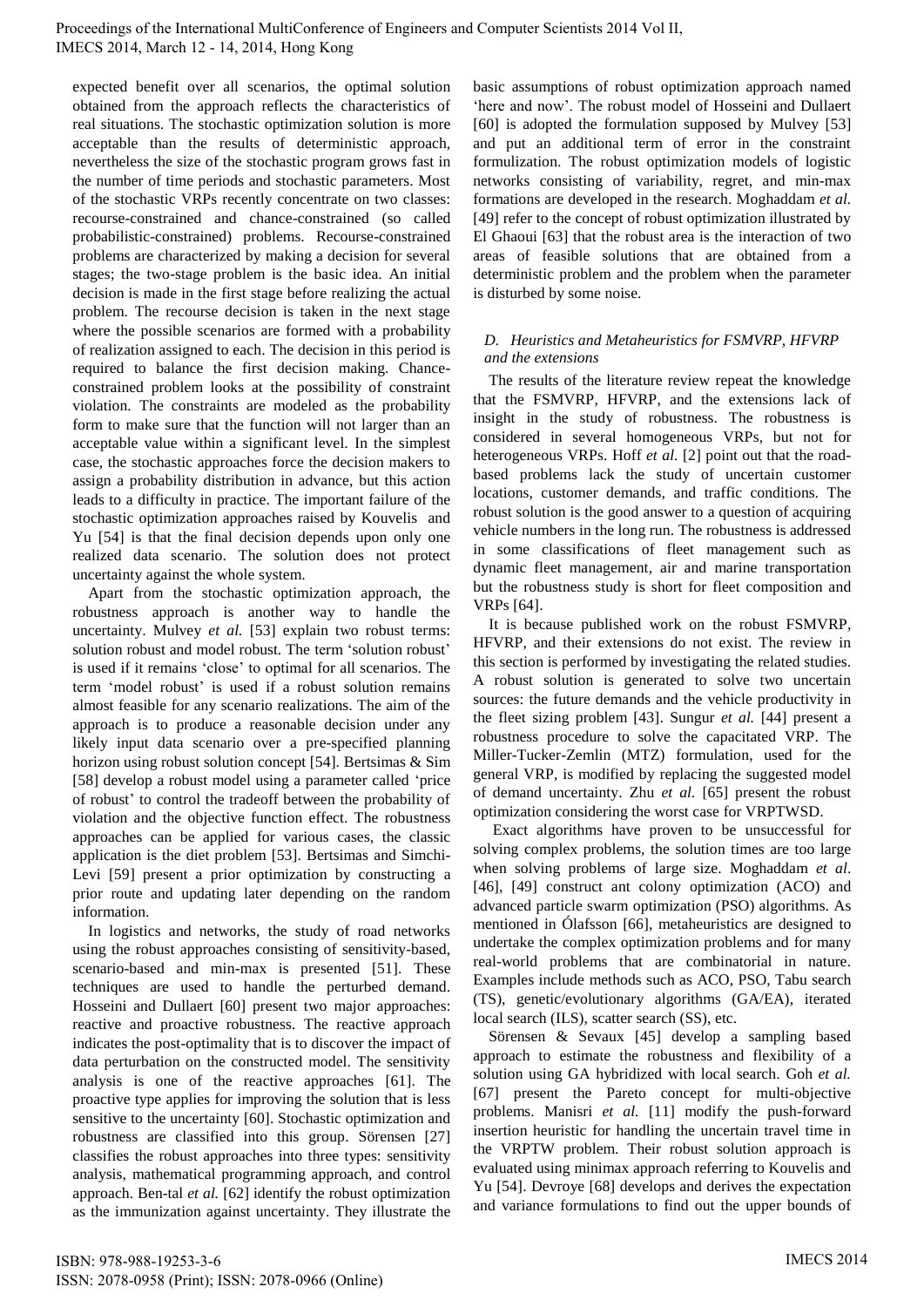expected benefit over all scenarios, the optimal solution obtained from the approach reflects the characteristics of real situations. The stochastic optimization solution is more acceptable than the results of deterministic approach, nevertheless the size of the stochastic program grows fast in the number of time periods and stochastic parameters. Most of the stochastic VRPs recently concentrate on two classes: recourse-constrained and chance-constrained (so called probabilistic-constrained) problems. Recourse-constrained problems are characterized by making a decision for several stages; the two-stage problem is the basic idea. An initial decision is made in the first stage before realizing the actual problem. The recourse decision is taken in the next stage where the possible scenarios are formed with a probability of realization assigned to each. The decision in this period is required to balance the first decision making. Chance-constrained problem looks at the possibility of constraint violation. The constraints are modeled as the probability form to make sure that the function will not larger than an acceptable value within a significant level. In the simplest case, the stochastic approaches force the decision makers to assign a probability distribution in advance, but this action leads to a difficulty in practice. The important failure of the stochastic optimization approaches raised by Kouvelis and Yu [54] is that the final decision depends upon only one realized data scenario. The solution does not protect uncertainty against the whole system.

Apart from the stochastic optimization approach, the robustness approach is another way to handle the uncertainty. Mulvey *et al.* [53] explain two robust terms: solution robust and model robust. The term 'solution robust' is used if it remains 'close' to optimal for all scenarios. The term 'model robust' is used if a robust solution remains almost feasible for any scenario realizations. The aim of the approach is to produce a reasonable decision under any likely input data scenario over a pre-specified planning horizon using robust solution concept [54]. Bertsimas & Sim [58] develop a robust model using a parameter called 'price of robust' to control the tradeoff between the probability of violation and the objective function effect. The robustness approaches can be applied for various cases, the classic application is the diet problem [53]. Bertsimas and Simchi-Levi [59] present a prior optimization by constructing a prior route and updating later depending on the random information.

In logistics and networks, the study of road networks using the robust approaches consisting of sensitivity-based, scenario-based and min-max is presented [51]. These techniques are used to handle the perturbed demand. Hosseini and Dullaert [60] present two major approaches: reactive and proactive robustness. The reactive approach indicates the post-optimality that is to discover the impact of data perturbation on the constructed model. The sensitivity analysis is one of the reactive approaches [61]. The proactive type applies for improving the solution that is less sensitive to the uncertainty [60]. Stochastic optimization and robustness are classified into this group. Sörensen [27] classifies the robust approaches into three types: sensitivity analysis, mathematical programming approach, and control approach. Ben-tal *et al.* [62] identify the robust optimization as the immunization against uncertainty. They illustrate the basic assumptions of robust optimization approach named 'here and now'. The robust model of Hosseini and Dullaert [60] is adopted the formulation supposed by Mulvey [53] and put an additional term of error in the constraint formulization. The robust optimization models of logistic networks consisting of variability, regret, and min-max formations are developed in the research. Moghaddam *et al.* [49] refer to the concept of robust optimization illustrated by El Ghaoui [63] that the robust area is the interaction of two areas of feasible solutions that are obtained from a deterministic problem and the problem when the parameter is disturbed by some noise.

### *D. Heuristics and Metaheuristics for FSMVRP, HFVRP and the extensions*

The results of the literature review repeat the knowledge that the FSMVRP, HFVRP, and the extensions lack of insight in the study of robustness. The robustness is considered in several homogeneous VRPs, but not for heterogeneous VRPs. Hoff *et al.* [2] point out that the road-based problems lack the study of uncertain customer locations, customer demands, and traffic conditions. The robust solution is the good answer to a question of acquiring vehicle numbers in the long run. The robustness is addressed in some classifications of fleet management such as dynamic fleet management, air and marine transportation but the robustness study is short for fleet composition and VRPs [64].

It is because published work on the robust FSMVRP, HFVRP, and their extensions do not exist. The review in this section is performed by investigating the related studies. A robust solution is generated to solve two uncertain sources: the future demands and the vehicle productivity in the fleet sizing problem [43]. Sungur *et al.* [44] present a robustness procedure to solve the capacitated VRP. The Miller-Tucker-Zemlin (MTZ) formulation, used for the general VRP, is modified by replacing the suggested model of demand uncertainty. Zhu *et al.* [65] present the robust optimization considering the worst case for VRPTWSD.

Exact algorithms have proven to be unsuccessful for solving complex problems, the solution times are too large when solving problems of large size. Moghaddam *et al*. [46], [49] construct ant colony optimization (ACO) and advanced particle swarm optimization (PSO) algorithms. As mentioned in Ólafsson [66], metaheuristics are designed to undertake the complex optimization problems and for many real-world problems that are combinatorial in nature. Examples include methods such as ACO, PSO, Tabu search (TS), genetic/evolutionary algorithms (GA/EA), iterated local search (ILS), scatter search (SS), etc.

Sörensen & Sevaux [45] develop a sampling based approach to estimate the robustness and flexibility of a solution using GA hybridized with local search. Goh *et al.* [67] present the Pareto concept for multi-objective problems. Manisri *et al.* [11] modify the push-forward insertion heuristic for handling the uncertain travel time in the VRPTW problem. Their robust solution approach is evaluated using minimax approach referring to Kouvelis and Yu [54]. Devroye [68] develops and derives the expectation and variance formulations to find out the upper bounds of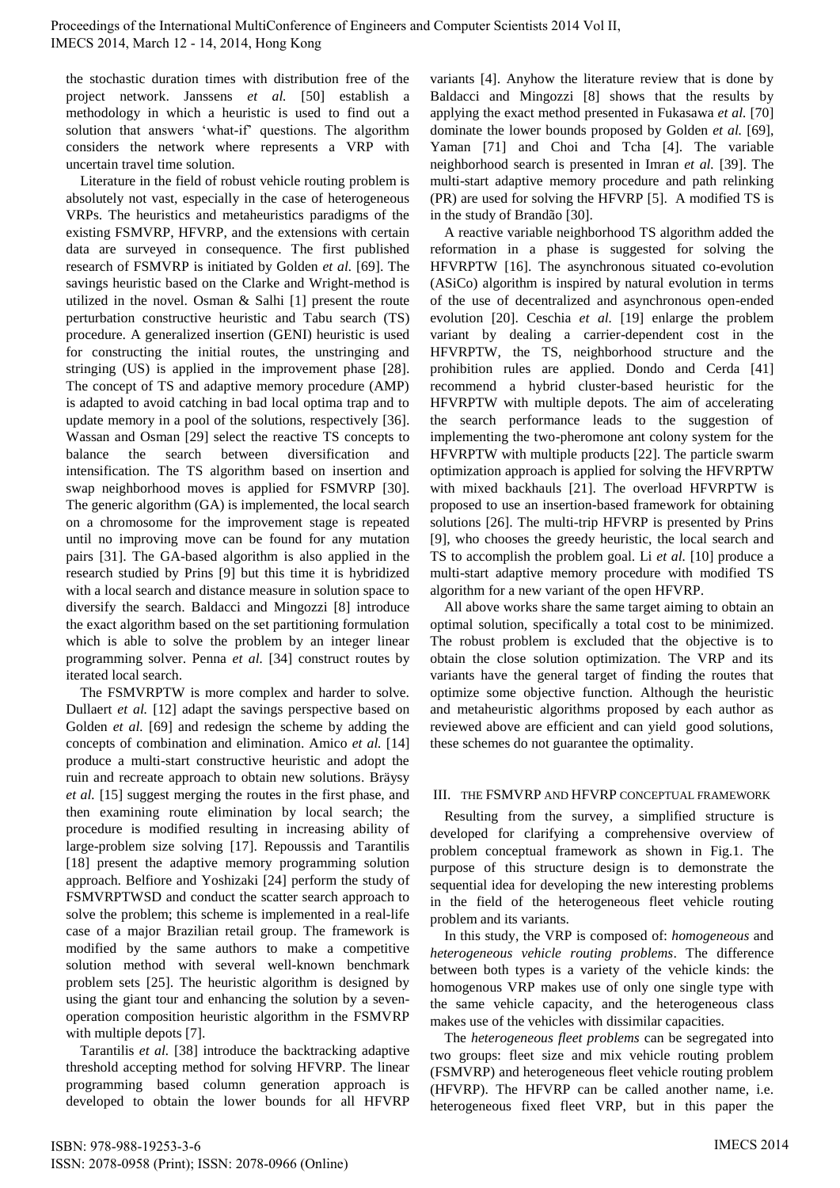the stochastic duration times with distribution free of the project network. Janssens *et al.* [50] establish a methodology in which a heuristic is used to find out a solution that answers 'what-if' questions. The algorithm considers the network where represents a VRP with uncertain travel time solution.

Literature in the field of robust vehicle routing problem is absolutely not vast, especially in the case of heterogeneous VRPs. The heuristics and metaheuristics paradigms of the existing FSMVRP, HFVRP, and the extensions with certain data are surveyed in consequence. The first published research of FSMVRP is initiated by Golden *et al.* [69]. The savings heuristic based on the Clarke and Wright-method is utilized in the novel. Osman & Salhi [1] present the route perturbation constructive heuristic and Tabu search (TS) procedure. A generalized insertion (GENI) heuristic is used for constructing the initial routes, the unstringing and stringing (US) is applied in the improvement phase [28]. The concept of TS and adaptive memory procedure (AMP) is adapted to avoid catching in bad local optima trap and to update memory in a pool of the solutions, respectively [36]. Wassan and Osman [29] select the reactive TS concepts to balance the search between diversification and intensification. The TS algorithm based on insertion and swap neighborhood moves is applied for FSMVRP [30]. The generic algorithm (GA) is implemented, the local search on a chromosome for the improvement stage is repeated until no improving move can be found for any mutation pairs [31]. The GA-based algorithm is also applied in the research studied by Prins [9] but this time it is hybridized with a local search and distance measure in solution space to diversify the search. Baldacci and Mingozzi [8] introduce the exact algorithm based on the set partitioning formulation which is able to solve the problem by an integer linear programming solver. Penna *et al.* [34] construct routes by iterated local search.

The FSMVRPTW is more complex and harder to solve. Dullaert *et al.* [12] adapt the savings perspective based on Golden *et al.* [69] and redesign the scheme by adding the concepts of combination and elimination. Amico *et al.* [14] produce a multi-start constructive heuristic and adopt the ruin and recreate approach to obtain new solutions. Bräysy *et al.* [15] suggest merging the routes in the first phase, and then examining route elimination by local search; the procedure is modified resulting in increasing ability of large-problem size solving [17]. Repoussis and Tarantilis [18] present the adaptive memory programming solution approach. Belfiore and Yoshizaki [24] perform the study of FSMVRPTWSD and conduct the scatter search approach to solve the problem; this scheme is implemented in a real-life case of a major Brazilian retail group. The framework is modified by the same authors to make a competitive solution method with several well-known benchmark problem sets [25]. The heuristic algorithm is designed by using the giant tour and enhancing the solution by a seven-operation composition heuristic algorithm in the FSMVRP with multiple depots [7].

Tarantilis *et al.* [38] introduce the backtracking adaptive threshold accepting method for solving HFVRP. The linear programming based column generation approach is developed to obtain the lower bounds for all HFVRP variants [4]. Anyhow the literature review that is done by Baldacci and Mingozzi [8] shows that the results by applying the exact method presented in Fukasawa *et al.* [70] dominate the lower bounds proposed by Golden *et al.* [69], Yaman [71] and Choi and Tcha [4]. The variable neighborhood search is presented in Imran *et al.* [39]. The multi-start adaptive memory procedure and path relinking (PR) are used for solving the HFVRP [5]. A modified TS is in the study of Brandão [30].

A reactive variable neighborhood TS algorithm added the reformation in a phase is suggested for solving the HFVRPTW [16]. The asynchronous situated co-evolution (ASiCo) algorithm is inspired by natural evolution in terms of the use of decentralized and asynchronous open-ended evolution [20]. Ceschia *et al.* [19] enlarge the problem variant by dealing a carrier-dependent cost in the HFVRPTW, the TS, neighborhood structure and the prohibition rules are applied. Dondo and Cerda [41] recommend a hybrid cluster-based heuristic for the HFVRPTW with multiple depots. The aim of accelerating the search performance leads to the suggestion of implementing the two-pheromone ant colony system for the HFVRPTW with multiple products [22]. The particle swarm optimization approach is applied for solving the HFVRPTW with mixed backhauls [21]. The overload HFVRPTW is proposed to use an insertion-based framework for obtaining solutions [26]. The multi-trip HFVRP is presented by Prins [9], who chooses the greedy heuristic, the local search and TS to accomplish the problem goal. Li *et al.* [10] produce a multi-start adaptive memory procedure with modified TS algorithm for a new variant of the open HFVRP.

All above works share the same target aiming to obtain an optimal solution, specifically a total cost to be minimized. The robust problem is excluded that the objective is to obtain the close solution optimization. The VRP and its variants have the general target of finding the routes that optimize some objective function. Although the heuristic and metaheuristic algorithms proposed by each author as reviewed above are efficient and can yield good solutions, these schemes do not guarantee the optimality.

## III. THE FSMVRP AND HFVRP CONCEPTUAL FRAMEWORK

Resulting from the survey, a simplified structure is developed for clarifying a comprehensive overview of problem conceptual framework as shown in Fig.1. The purpose of this structure design is to demonstrate the sequential idea for developing the new interesting problems in the field of the heterogeneous fleet vehicle routing problem and its variants.

In this study, the VRP is composed of: *homogeneous* and *heterogeneous vehicle routing problems*. The difference between both types is a variety of the vehicle kinds: the homogenous VRP makes use of only one single type with the same vehicle capacity, and the heterogeneous class makes use of the vehicles with dissimilar capacities.

The *heterogeneous fleet problems* can be segregated into two groups: fleet size and mix vehicle routing problem (FSMVRP) and heterogeneous fleet vehicle routing problem (HFVRP). The HFVRP can be called another name, i.e. heterogeneous fixed fleet VRP, but in this paper the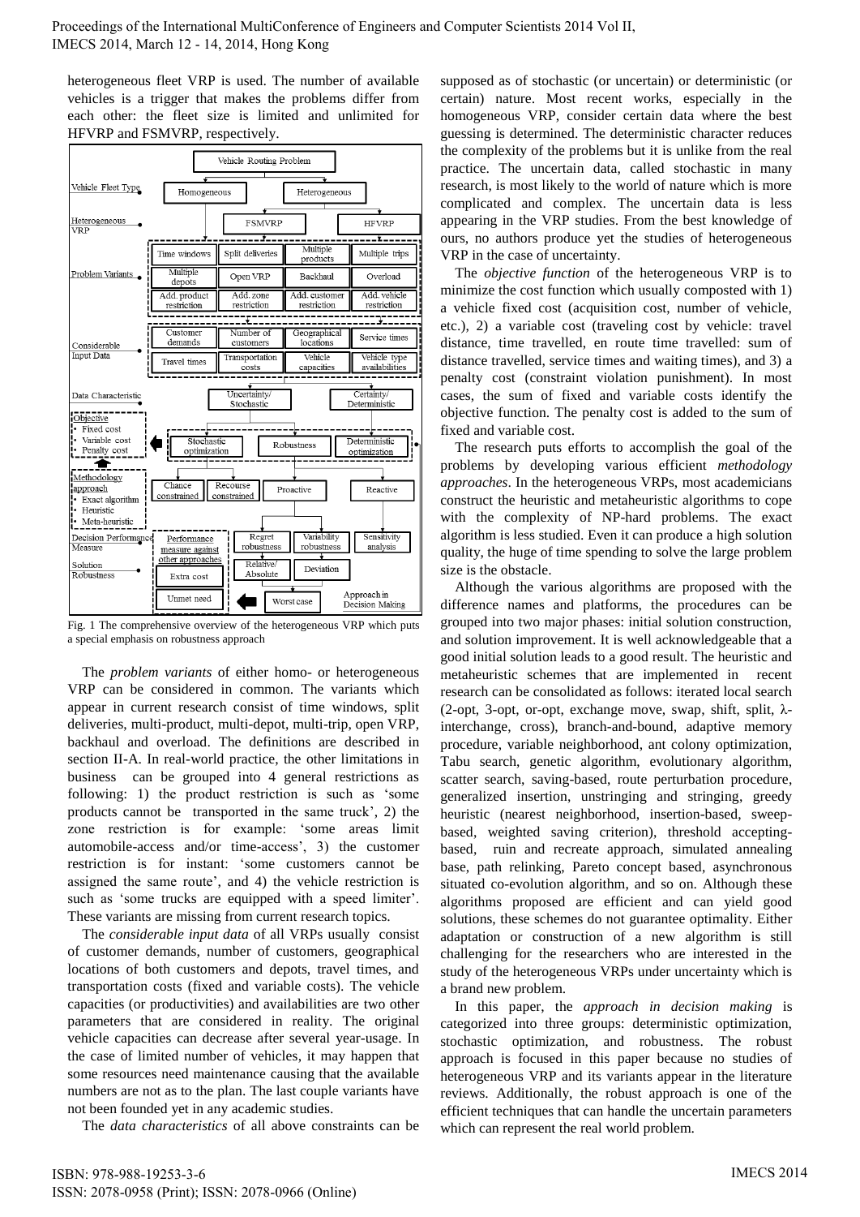heterogeneous fleet VRP is used. The number of available vehicles is a trigger that makes the problems differ from each other: the fleet size is limited and unlimited for HFVRP and FSMVRP, respectively.

Fig. 1 The comprehensive overview of the heterogeneous VRP which puts a special emphasis on robustness approach

The *problem variants* of either homo- or heterogeneous VRP can be considered in common. The variants which appear in current research consist of time windows, split deliveries, multi-product, multi-depot, multi-trip, open VRP, backhaul and overload. The definitions are described in section II-A. In real-world practice, the other limitations in business can be grouped into 4 general restrictions as following: 1) the product restriction is such as 'some products cannot be transported in the same truck', 2) the zone restriction is for example: 'some areas limit automobile-access and/or time-access', 3) the customer restriction is for instant: 'some customers cannot be assigned the same route', and 4) the vehicle restriction is such as 'some trucks are equipped with a speed limiter'. These variants are missing from current research topics.

The *considerable input data* of all VRPs usually consist of customer demands, number of customers, geographical locations of both customers and depots, travel times, and transportation costs (fixed and variable costs). The vehicle capacities (or productivities) and availabilities are two other parameters that are considered in reality. The original vehicle capacities can decrease after several year-usage. In the case of limited number of vehicles, it may happen that some resources need maintenance causing that the available numbers are not as to the plan. The last couple variants have not been founded yet in any academic studies.

The *data characteristics* of all above constraints can be supposed as of stochastic (or uncertain) or deterministic (or certain) nature. Most recent works, especially in the homogeneous VRP, consider certain data where the best guessing is determined. The deterministic character reduces the complexity of the problems but it is unlike from the real practice. The uncertain data, called stochastic in many research, is most likely to the world of nature which is more complicated and complex. The uncertain data is less appearing in the VRP studies. From the best knowledge of ours, no authors produce yet the studies of heterogeneous VRP in the case of uncertainty.

The *objective function* of the heterogeneous VRP is to minimize the cost function which usually composted with 1) a vehicle fixed cost (acquisition cost, number of vehicle, etc.), 2) a variable cost (traveling cost by vehicle: travel distance, time travelled, en route time travelled: sum of distance travelled, service times and waiting times), and 3) a penalty cost (constraint violation punishment). In most cases, the sum of fixed and variable costs identify the objective function. The penalty cost is added to the sum of fixed and variable cost.

The research puts efforts to accomplish the goal of the problems by developing various efficient *methodology approaches*. In the heterogeneous VRPs, most academicians construct the heuristic and metaheuristic algorithms to cope with the complexity of NP-hard problems. The exact algorithm is less studied. Even it can produce a high solution quality, the huge of time spending to solve the large problem size is the obstacle.

Although the various algorithms are proposed with the difference names and platforms, the procedures can be grouped into two major phases: initial solution construction, and solution improvement. It is well acknowledgeable that a good initial solution leads to a good result. The heuristic and metaheuristic schemes that are implemented in recent research can be consolidated as follows: iterated local search (2-opt, 3-opt, or-opt, exchange move, swap, shift, split, λ-interchange, cross), branch-and-bound, adaptive memory procedure, variable neighborhood, ant colony optimization, Tabu search, genetic algorithm, evolutionary algorithm, scatter search, saving-based, route perturbation procedure, generalized insertion, unstringing and stringing, greedy heuristic (nearest neighborhood, insertion-based, sweep-based, weighted saving criterion), threshold accepting-based, ruin and recreate approach, simulated annealing base, path relinking, Pareto concept based, asynchronous situated co-evolution algorithm, and so on. Although these algorithms proposed are efficient and can yield good solutions, these schemes do not guarantee optimality. Either adaptation or construction of a new algorithm is still challenging for the researchers who are interested in the study of the heterogeneous VRPs under uncertainty which is a brand new problem.

In this paper, the *approach in decision making* is categorized into three groups: deterministic optimization, stochastic optimization, and robustness. The robust approach is focused in this paper because no studies of heterogeneous VRP and its variants appear in the literature reviews. Additionally, the robust approach is one of the efficient techniques that can handle the uncertain parameters which can represent the real world problem.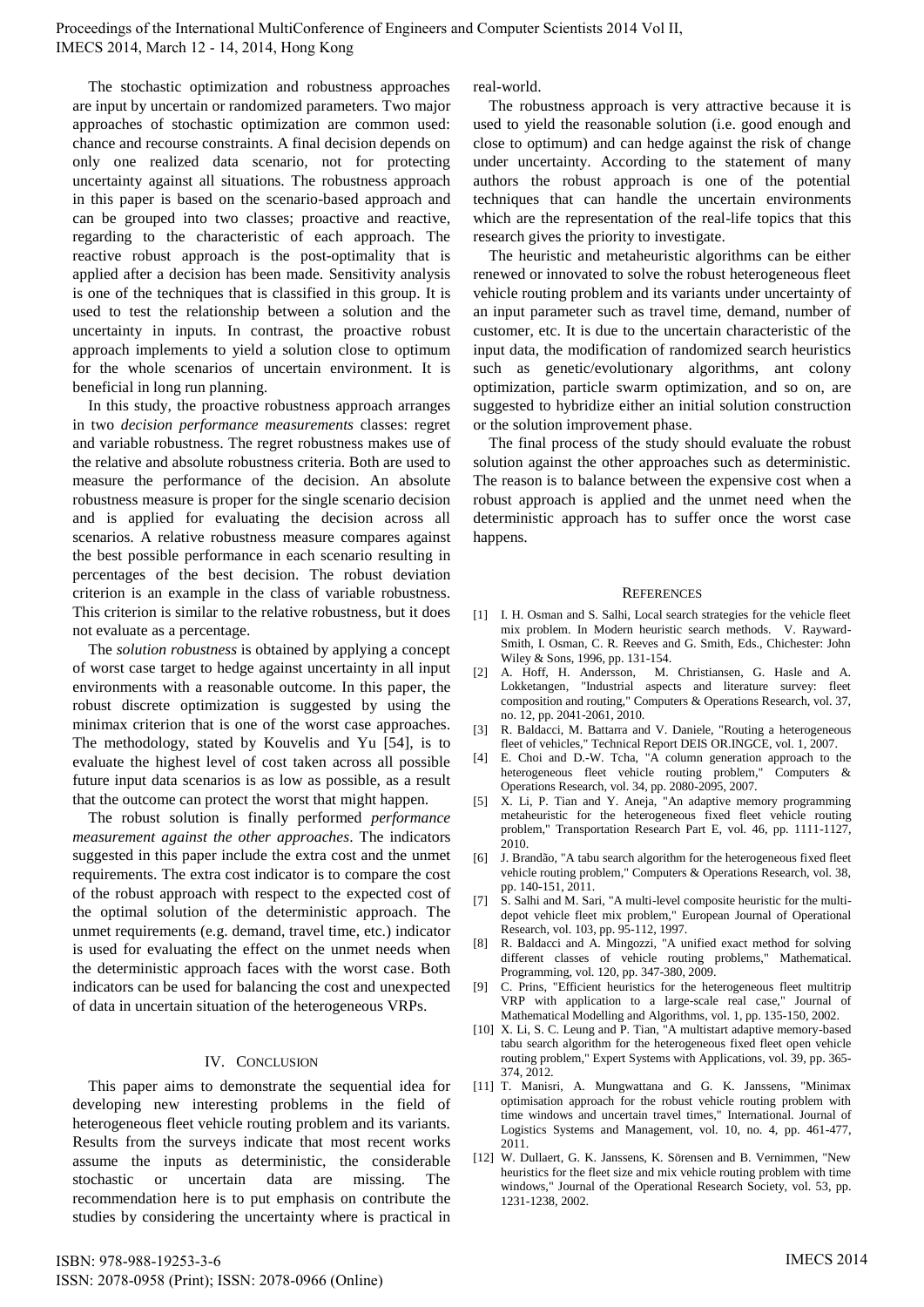The stochastic optimization and robustness approaches are input by uncertain or randomized parameters. Two major approaches of stochastic optimization are common used: chance and recourse constraints. A final decision depends on only one realized data scenario, not for protecting uncertainty against all situations. The robustness approach in this paper is based on the scenario-based approach and can be grouped into two classes; proactive and reactive, regarding to the characteristic of each approach. The reactive robust approach is the post-optimality that is applied after a decision has been made. Sensitivity analysis is one of the techniques that is classified in this group. It is used to test the relationship between a solution and the uncertainty in inputs. In contrast, the proactive robust approach implements to yield a solution close to optimum for the whole scenarios of uncertain environment. It is beneficial in long run planning.

In this study, the proactive robustness approach arranges in two *decision performance measurements* classes: regret and variable robustness. The regret robustness makes use of the relative and absolute robustness criteria. Both are used to measure the performance of the decision. An absolute robustness measure is proper for the single scenario decision and is applied for evaluating the decision across all scenarios. A relative robustness measure compares against the best possible performance in each scenario resulting in percentages of the best decision. The robust deviation criterion is an example in the class of variable robustness. This criterion is similar to the relative robustness, but it does not evaluate as a percentage.

The *solution robustness* is obtained by applying a concept of worst case target to hedge against uncertainty in all input environments with a reasonable outcome. In this paper, the robust discrete optimization is suggested by using the minimax criterion that is one of the worst case approaches. The methodology, stated by Kouvelis and Yu [54], is to evaluate the highest level of cost taken across all possible future input data scenarios is as low as possible, as a result that the outcome can protect the worst that might happen.

The robust solution is finally performed *performance measurement against the other approaches*. The indicators suggested in this paper include the extra cost and the unmet requirements. The extra cost indicator is to compare the cost of the robust approach with respect to the expected cost of the optimal solution of the deterministic approach. The unmet requirements (e.g. demand, travel time, etc.) indicator is used for evaluating the effect on the unmet needs when the deterministic approach faces with the worst case. Both indicators can be used for balancing the cost and unexpected of data in uncertain situation of the heterogeneous VRPs.

## IV. Conclusion

This paper aims to demonstrate the sequential idea for developing new interesting problems in the field of heterogeneous fleet vehicle routing problem and its variants. Results from the surveys indicate that most recent works assume the inputs as deterministic, the considerable stochastic or uncertain data are missing. The recommendation here is to put emphasis on contribute the studies by considering the uncertainty where is practical in real-world.

The robustness approach is very attractive because it is used to yield the reasonable solution (i.e. good enough and close to optimum) and can hedge against the risk of change under uncertainty. According to the statement of many authors the robust approach is one of the potential techniques that can handle the uncertain environments which are the representation of the real-life topics that this research gives the priority to investigate.

The heuristic and metaheuristic algorithms can be either renewed or innovated to solve the robust heterogeneous fleet vehicle routing problem and its variants under uncertainty of an input parameter such as travel time, demand, number of customer, etc. It is due to the uncertain characteristic of the input data, the modification of randomized search heuristics such as genetic/evolutionary algorithms, ant colony optimization, particle swarm optimization, and so on, are suggested to hybridize either an initial solution construction or the solution improvement phase.

The final process of the study should evaluate the robust solution against the other approaches such as deterministic. The reason is to balance between the expensive cost when a robust approach is applied and the unmet need when the deterministic approach has to suffer once the worst case happens.

## References

[1] I. H. Osman and S. Salhi, Local search strategies for the vehicle fleet mix problem. In Modern heuristic search methods. V. Rayward-Smith, I. Osman, C. R. Reeves and G. Smith, Eds., Chichester: John Wiley & Sons, 1996, pp. 131-154.

[2] A. Hoff, H. Andersson, M. Christiansen, G. Hasle and A. Lokketangen, "Industrial aspects and literature survey: fleet composition and routing," Computers & Operations Research, vol. 37, no. 12, pp. 2041-2061, 2010.

[3] R. Baldacci, M. Battarra and V. Daniele, "Routing a heterogeneous fleet of vehicles," Technical Report DEIS OR.INGCE, vol. 1, 2007.

[4] E. Choi and D.-W. Tcha, "A column generation approach to the heterogeneous fleet vehicle routing problem," Computers & Operations Research, vol. 34, pp. 2080-2095, 2007.

[5] X. Li, P. Tian and Y. Aneja, "An adaptive memory programming metaheuristic for the heterogeneous fixed fleet vehicle routing problem," Transportation Research Part E, vol. 46, pp. 1111-1127, 2010.

[6] J. Brandão, "A tabu search algorithm for the heterogeneous fixed fleet vehicle routing problem," Computers & Operations Research, vol. 38, pp. 140-151, 2011.

[7] S. Salhi and M. Sari, "A multi-level composite heuristic for the multi-depot vehicle fleet mix problem," European Journal of Operational Research, vol. 103, pp. 95-112, 1997.

[8] R. Baldacci and A. Mingozzi, "A unified exact method for solving different classes of vehicle routing problems," Mathematical. Programming, vol. 120, pp. 347-380, 2009.

[9] C. Prins, "Efficient heuristics for the heterogeneous fleet multitrip VRP with application to a large-scale real case," Journal of Mathematical Modelling and Algorithms, vol. 1, pp. 135-150, 2002.

[10] X. Li, S. C. Leung and P. Tian, "A multistart adaptive memory-based tabu search algorithm for the heterogeneous fixed fleet open vehicle routing problem," Expert Systems with Applications, vol. 39, pp. 365-374, 2012.

[11] T. Manisri, A. Mungwattana and G. K. Janssens, "Minimax optimisation approach for the robust vehicle routing problem with time windows and uncertain travel times," International. Journal of Logistics Systems and Management, vol. 10, no. 4, pp. 461-477, 2011.

[12] W. Dullaert, G. K. Janssens, K. Sörensen and B. Vernimmen, "New heuristics for the fleet size and mix vehicle routing problem with time windows," Journal of the Operational Research Society, vol. 53, pp. 1231-1238, 2002.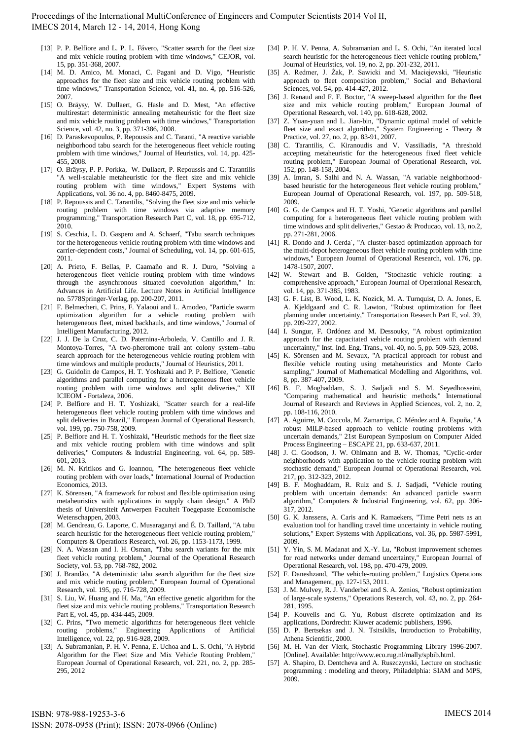[13] P. P. Belfiore and L. P. L. Fávero, "Scatter search for the fleet size and mix vehicle routing problem with time windows," CEJOR, vol. 15, pp. 351-368, 2007.

[14] M. D. Amico, M. Monaci, C. Pagani and D. Vigo, "Heuristic approaches for the fleet size and mix vehicle routing problem with time windows," Transportation Science, vol. 41, no. 4, pp. 516-526, 2007.

[15] O. Bräysy, W. Dullaert, G. Hasle and D. Mest, "An effective multirestart deterministic annealing metaheuristic for the fleet size and mix vehicle routing problem with time windows," Transportation Science, vol. 42, no. 3, pp. 371-386, 2008.

[16] D. Paraskevopoulos, P. Repoussis and C. Taranti, "A reactive variable neighborhood tabu search for the heterogeneous fleet vehicle routing problem with time windows," Journal of Heuristics, vol. 14, pp. 425-455, 2008.

[17] O. Bräysy, P. P. Porkka, W. Dullaert, P. Repoussis and C. Tarantilis "A well-scalable metaheuristic for the fleet size and mix vehicle routing problem with time windows," Expert Systems with Applications, vol. 36 no. 4, pp. 8460-8475, 2009.

[18] P. Repoussis and C. Tarantilis, "Solving the fleet size and mix vehicle routing problem with time windows via adaptive memory programming," Transportation Research Part C, vol. 18, pp. 695-712, 2010.

[19] S. Ceschia, L. D. Gaspero and A. Schaerf, "Tabu search techniques for the heterogeneous vehicle routing problem with time windows and carrier-dependent costs," Journal of Scheduling, vol. 14, pp. 601-615, 2011.

[20] A. Prieto, F. Bellas, P. Caamaño and R. J. Duro, "Solving a heterogeneous fleet vehicle routing problem with time windows through the asynchronous situated coevolution algorithm," In: Advances in Artificial Life. Lecture Notes in Artificial Intelligence no. 5778Springer-Verlag, pp. 200-207, 2011.

[21] F. Belmecheri, C. Prins, F. Yalaoui and L. Amodeo, "Particle swarm optimization algorithm for a vehicle routing problem with heterogeneous fleet, mixed backhauls, and time windows," Journal of Intelligent Manufacturing, 2012.

[22] J. J. De la Cruz, C. D. Paternina-Arboleda, V. Cantillo and J. R. Montoya-Torres, "A two-pheromone trail ant colony system--tabu search approach for the heterogeneous vehicle routing problem with time windows and multiple products," Journal of Heuristics, 2011.

[23] G. Guidolin de Campos, H. T. Yoshizaki and P. P. Belfiore, "Genetic algorithms and parallel computing for a heterogeneous fleet vehicle routing problem with time windows and split deliveries," XII ICIEOM - Fortaleza, 2006.

[24] P. Belfiore and H. T. Yoshizaki, "Scatter search for a real-life heterogeneous fleet vehicle routing problem with time windows and split deliveries in Brazil," European Journal of Operational Research, vol. 199, pp. 750-758, 2009.

[25] P. Belfiore and H. T. Yoshizaki, "Heuristic methods for the fleet size and mix vehicle routing problem with time windows and split deliveries," Computers & Industrial Engineering, vol. 64, pp. 589-601, 2013.

[26] M. N. Kritikos and G. Ioannou, "The heterogeneous fleet vehicle routing problem with over loads," International Journal of Production Economics, 2013.

[27] K. Sörensen, "A framework for robust and flexible optimisation using metaheuristics with applications in supply chain design," A PhD thesis of Universiteit Antwerpen Faculteit Toegepaste Economische Wetenschappen, 2003.

[28] M. Gendreau, G. Laporte, C. Musaraganyi and É. D. Taillard, "A tabu search heuristic for the heterogeneous fleet vehicle routing problem," Computers & Operations Research, vol. 26, pp. 1153-1173, 1999.

[29] N. A. Wassan and I. H. Osman, "Tabu search variants for the mix fleet vehicle routing problem," Journal of the Operational Research Society, vol. 53, pp. 768-782, 2002.

[30] J. Brandão, "A deteministic tabu search algorithm for the fleet size and mix vehicle routing problem," European Journal of Operational Research, vol. 195, pp. 716-728, 2009.

[31] S. Liu, W. Huang and H. Ma, "An effective genetic algorithm for the fleet size and mix vehicle routing problems," Transportation Research Part E, vol. 45, pp. 434-445, 2009.

[32] C. Prins, "Two memetic algorithms for heterogeneous fleet vehicle routing problems," Engineering Applications of Artificial Intelligence, vol. 22, pp. 916-928, 2009.

[33] A. Subramanian, P. H. V. Penna, E. Uchoa and L. S. Ochi, "A Hybrid Algorithm for the Fleet Size and Mix Vehicle Routing Problem," European Journal of Operational Research, vol. 221, no. 2, pp. 285-295, 2012

[34] P. H. V. Penna, A. Subramanian and L. S. Ochi, "An iterated local search heuristic for the heterogeneous fleet vehicle routing problem," Journal of Heuristics, vol. 19, no. 2, pp. 201-232, 2011.

[35] A. Redmer, J. Żak, P. Sawicki and M. Maciejewski, "Heuristic approach to fleet composition problem," Social and Behavioral Sciences, vol. 54, pp. 414-427, 2012.

[36] J. Renaud and F. F. Boctor, "A sweep-based algorithm for the fleet size and mix vehicle routing problem," European Journal of Operational Research, vol. 140, pp. 618-628, 2002.

[37] Z. Yuan-yuan and L. Jian-bin, "Dynamic optimal model of vehicle fleet size and exact algorithm," System Engineering - Theory & Practice, vol. 27, no. 2, pp. 83-91, 2007.

[38] C. Tarantilis, C. Kiranoudis and V. Vassiliadis, "A threshold accepting metaheuristic for the heterogeneous fixed fleet vehicle routing problem," European Journal of Operational Research, vol. 152, pp. 148-158, 2004.

[39] A. Imran, S. Salhi and N. A. Wassan, "A variable neighborhood-based heuristic for the heterogeneous fleet vehicle routing problem," European Journal of Operational Research, vol. 197, pp. 509-518, 2009.

[40] G. G. de Campos and H. T. Yoshi, "Genetic algorithms and parallel computing for a heterogeneous fleet vehicle routing problem with time windows and split deliveries," Gestao & Producao, vol. 13, no.2, pp. 271-281, 2006.

[41] R. Dondo and J. Cerda´, "A cluster-based optimization approach for the multi-depot heterogeneous fleet vehicle routing problem with time windows," European Journal of Operational Research, vol. 176, pp. 1478-1507, 2007.

[42] W. Stewart and B. Golden, "Stochastic vehicle routing: a comprehensive approach," European Journal of Operational Research, vol. 14, pp. 371-385, 1983.

[43] G. F. List, B. Wood, L. K. Nozick, M. A. Turnquist, D. A. Jones, E. A. Kjeldgaard and C. R. Lawton, "Robust optimization for fleet planning under uncertainty," Transportation Research Part E, vol. 39, pp. 209-227, 2002.

[44] I. Sungur, F. Ordónez and M. Dessouky, "A robust optimization approach for the capacitated vehicle routing problem with demand uncertainty," Inst. Ind. Eng. Trans., vol. 40, no. 5, pp. 509-523, 2008.

[45] K. Sörensen and M. Sevaux, "A practical approach for robust and flexible vehicle routing using metaheuristics and Monte Carlo sampling," Journal of Mathematical Modelling and Algorithms, vol. 8, pp. 387-407, 2009.

[46] B. F. Moghaddam, S. J. Sadjadi and S. M. Seyedhosseini, "Comparing mathematical and heuristic methods," International Journal of Research and Reviews in Applied Sciences, vol. 2, no. 2, pp. 108-116, 2010.

[47] A. Aguirre, M. Coccola, M. Zamarripa, C. Méndez and A. Espuña, "A robust MILP-based approach to vehicle routing problems with uncertain demands," 21st European Symposium on Computer Aided Process Engineering – ESCAPE 21, pp. 633-637, 2011.

[48] J. C. Goodson, J. W. Ohlmann and B. W. Thomas, "Cyclic-order neighborhoods with application to the vehicle routing problem with stochastic demand," European Journal of Operational Research, vol. 217, pp. 312-323, 2012.

[49] B. F. Moghaddam, R. Ruiz and S. J. Sadjadi, "Vehicle routing problem with uncertain demands: An advanced particle swarm algorithm," Computers & Industrial Engineering, vol. 62, pp. 306-317, 2012.

[50] G. K. Janssens, A. Caris and K. Ramaekers, "Time Petri nets as an evaluation tool for handling travel time uncertainty in vehicle routing solutions," Expert Systems with Applications, vol. 36, pp. 5987-5991, 2009.

[51] Y. Yin, S. M. Madanat and X.-Y. Lu, "Robust improvement schemes for road networks under demand uncertainty," European Journal of Operational Research, vol. 198, pp. 470-479, 2009.

[52] F. Daneshzand, "The vehicle-routing problem," Logistics Operations and Management, pp. 127-153, 2011.

[53] J. M. Mulvey, R. J. Vanderbei and S. A. Zenios, "Robust optimization of large-scale systems," Operations Research, vol. 43, no. 2, pp. 264-281, 1995.

[54] P. Kouvelis and G. Yu, Robust discrete optimization and its applications, Dordrecht: Kluwer academic publishers, 1996.

[55] D. P. Bertsekas and J. N. Tsitsiklis, Introduction to Probability, Athena Scientific, 2000.

[56] M. H. Van der Vlerk, Stochastic Programming Library 1996-2007. [Online]. Available: http://www.eco.rug.nl/mally/spbib.html.

[57] A. Shapiro, D. Dentcheva and A. Ruszczynski, Lecture on stochastic programming : modeling and theory, Philadelphia: SIAM and MPS, 2009.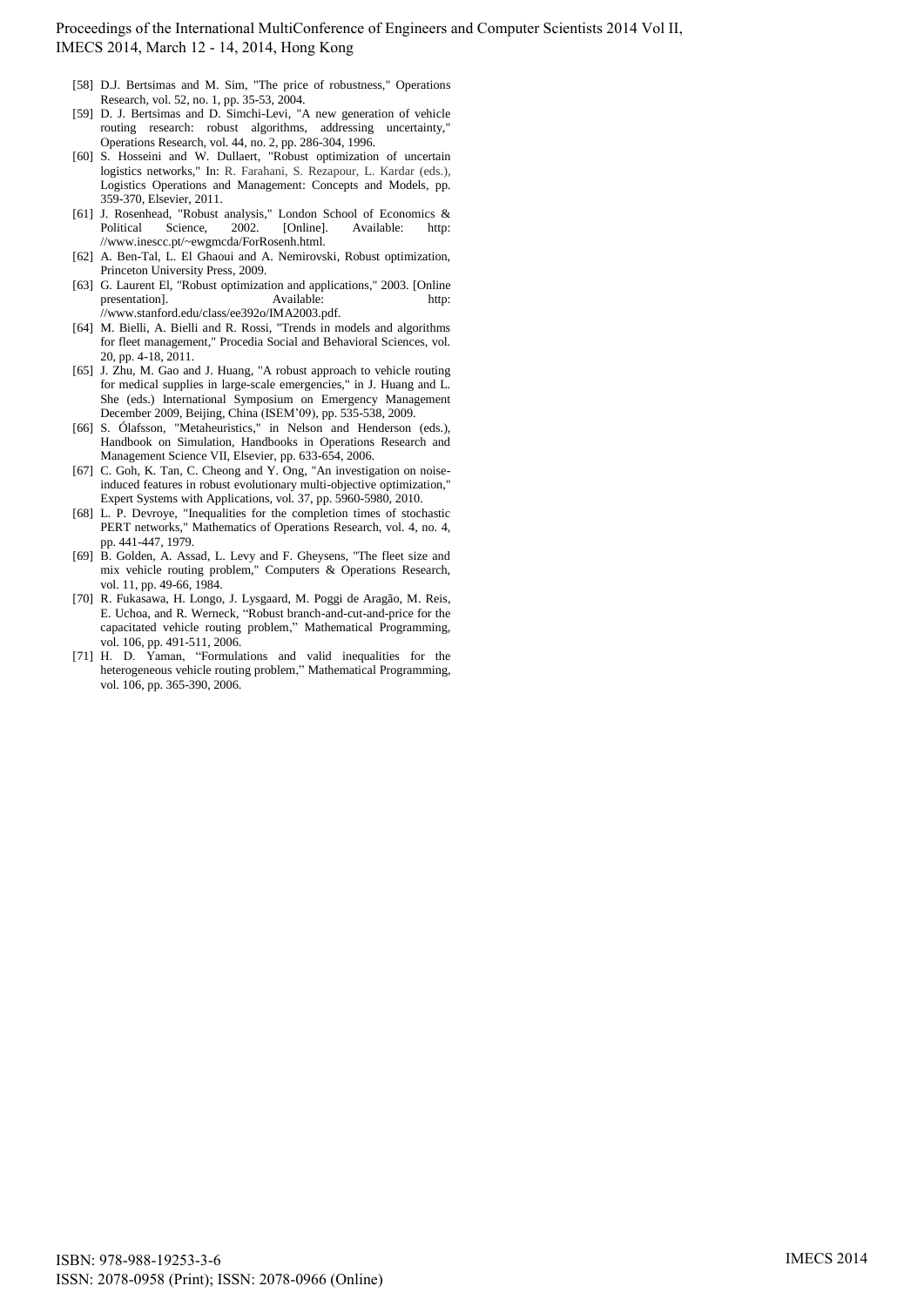[58] D.J. Bertsimas and M. Sim, "The price of robustness," Operations Research, vol. 52, no. 1, pp. 35-53, 2004.

[59] D. J. Bertsimas and D. Simchi-Levi, "A new generation of vehicle routing research: robust algorithms, addressing uncertainty," Operations Research, vol. 44, no. 2, pp. 286-304, 1996.

[60] S. Hosseini and W. Dullaert, "Robust optimization of uncertain logistics networks," In: R. Farahani, S. Rezapour, L. Kardar (eds.), Logistics Operations and Management: Concepts and Models, pp. 359-370, Elsevier, 2011.

[61] J. Rosenhead, "Robust analysis," London School of Economics & Political Science, 2002. [Online]. Available: http://www.inescc.pt/~ewgmcda/ForRosenh.html.

[62] A. Ben-Tal, L. El Ghaoui and A. Nemirovski, Robust optimization, Princeton University Press, 2009.

[63] G. Laurent El, "Robust optimization and applications," 2003. [Online presentation]. Available: http://www.stanford.edu/class/ee392o/IMA2003.pdf.

[64] M. Bielli, A. Bielli and R. Rossi, "Trends in models and algorithms for fleet management," Procedia Social and Behavioral Sciences, vol. 20, pp. 4-18, 2011.

[65] J. Zhu, M. Gao and J. Huang, "A robust approach to vehicle routing for medical supplies in large-scale emergencies," in J. Huang and L. She (eds.) International Symposium on Emergency Management December 2009, Beijing, China (ISEM'09), pp. 535-538, 2009.

[66] S. Ólafsson, "Metaheuristics," in Nelson and Henderson (eds.), Handbook on Simulation, Handbooks in Operations Research and Management Science VII, Elsevier, pp. 633-654, 2006.

[67] C. Goh, K. Tan, C. Cheong and Y. Ong, "An investigation on noise-induced features in robust evolutionary multi-objective optimization," Expert Systems with Applications, vol. 37, pp. 5960-5980, 2010.

[68] L. P. Devroye, "Inequalities for the completion times of stochastic PERT networks," Mathematics of Operations Research, vol. 4, no. 4, pp. 441-447, 1979.

[69] B. Golden, A. Assad, L. Levy and F. Gheysens, "The fleet size and mix vehicle routing problem," Computers & Operations Research, vol. 11, pp. 49-66, 1984.

[70] R. Fukasawa, H. Longo, J. Lysgaard, M. Poggi de Aragão, M. Reis, E. Uchoa, and R. Werneck, "Robust branch-and-cut-and-price for the capacitated vehicle routing problem," Mathematical Programming, vol. 106, pp. 491-511, 2006.

[71] H. D. Yaman, "Formulations and valid inequalities for the heterogeneous vehicle routing problem," Mathematical Programming, vol. 106, pp. 365-390, 2006.